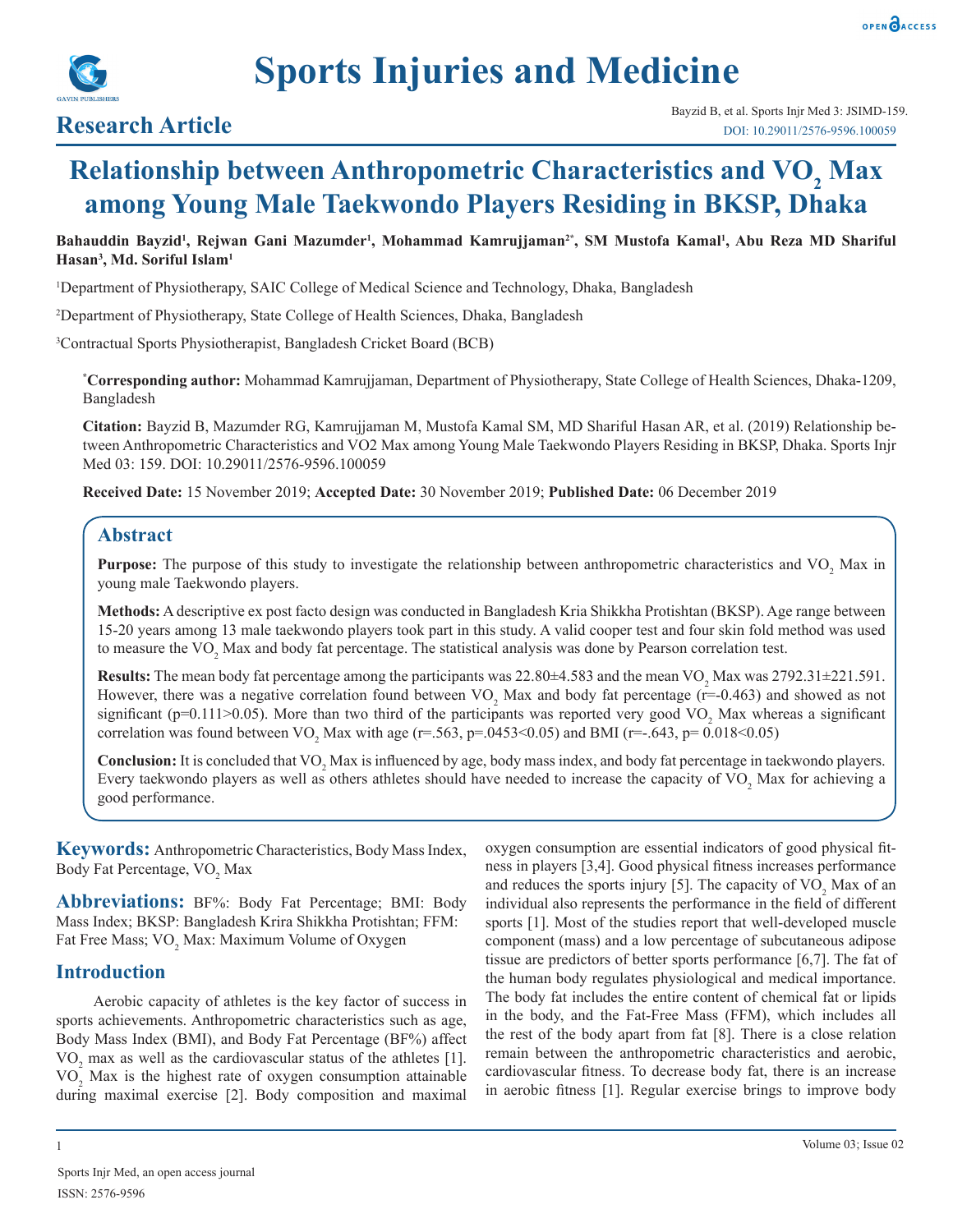Research Article

# Relationship between Anthropometric Characteristics and $VO_2$ Max among Young Male Taekwondo Players Residing in BKSP, Dhaka

**Bahauddin Bayzid[1], Rejwan Gani Mazumder[1], Mohammad Kamrujjaman[2*], SM Mustofa Kamal[1], Abu Reza MD Shariful Hasan[3], Md. Soriful Islam[1]**

[1]Department of Physiotherapy, SAIC College of Medical Science and Technology, Dhaka, Bangladesh

[2]Department of Physiotherapy, State College of Health Sciences, Dhaka, Bangladesh

[3]Contractual Sports Physiotherapist, Bangladesh Cricket Board (BCB)

[*]**Corresponding author:** Mohammad Kamrujjaman, Department of Physiotherapy, State College of Health Sciences, Dhaka-1209, Bangladesh

**Citation:** Bayzid B, Mazumder RG, Kamrujjaman M, Mustofa Kamal SM, MD Shariful Hasan AR, et al. (2019) Relationship between Anthropometric Characteristics and VO2 Max among Young Male Taekwondo Players Residing in BKSP, Dhaka. Sports Injr Med 03: 159. DOI: 10.29011/2576-9596.100059

**Received Date:** 15 November 2019; **Accepted Date:** 30 November 2019; **Published Date:** 06 December 2019

## Abstract

**Purpose:** The purpose of this study to investigate the relationship between anthropometric characteristics and $VO_2$ Max in young male Taekwondo players.

**Methods:** A descriptive ex post facto design was conducted in Bangladesh Kria Shikkha Protishtan (BKSP). Age range between 15-20 years among 13 male taekwondo players took part in this study. A valid cooper test and four skin fold method was used to measure the $VO_2$ Max and body fat percentage. The statistical analysis was done by Pearson correlation test.

**Results:** The mean body fat percentage among the participants was 22.80±4.583 and the mean $VO_2$ Max was 2792.31±221.591. However, there was a negative correlation found between $VO_2$ Max and body fat percentage ($r=-0.463$) and showed as not significant ($p=0.111>0.05$). More than two third of the participants was reported very good $VO_2$ Max whereas a significant correlation was found between $VO_2$ Max with age ($r=.563$, $p=.0453<0.05$) and BMI ($r=-.643$, $p=0.018<0.05$)

**Conclusion:** It is concluded that $VO_2$ Max is influenced by age, body mass index, and body fat percentage in taekwondo players. Every taekwondo players as well as others athletes should have needed to increase the capacity of $VO_2$ Max for achieving a good performance.

**Keywords:** Anthropometric Characteristics, Body Mass Index, Body Fat Percentage, $VO_2$ Max

**Abbreviations:** BF%: Body Fat Percentage; BMI: Body Mass Index; BKSP: Bangladesh Krira Shikkha Protishtan; FFM: Fat Free Mass; $VO_2$ Max: Maximum Volume of Oxygen

## Introduction

Aerobic capacity of athletes is the key factor of success in sports achievements. Anthropometric characteristics such as age, Body Mass Index (BMI), and Body Fat Percentage (BF%) affect $VO_2$ max as well as the cardiovascular status of the athletes [1]. $VO_2$ Max is the highest rate of oxygen consumption attainable during maximal exercise [2]. Body composition and maximal oxygen consumption are essential indicators of good physical fitness in players [3,4]. Good physical fitness increases performance and reduces the sports injury [5]. The capacity of $VO_2$ Max of an individual also represents the performance in the field of different sports [1]. Most of the studies report that well-developed muscle component (mass) and a low percentage of subcutaneous adipose tissue are predictors of better sports performance [6,7]. The fat of the human body regulates physiological and medical importance. The body fat includes the entire content of chemical fat or lipids in the body, and the Fat-Free Mass (FFM), which includes all the rest of the body apart from fat [8]. There is a close relation remain between the anthropometric characteristics and aerobic, cardiovascular fitness. To decrease body fat, there is an increase in aerobic fitness [1]. Regular exercise brings to improve body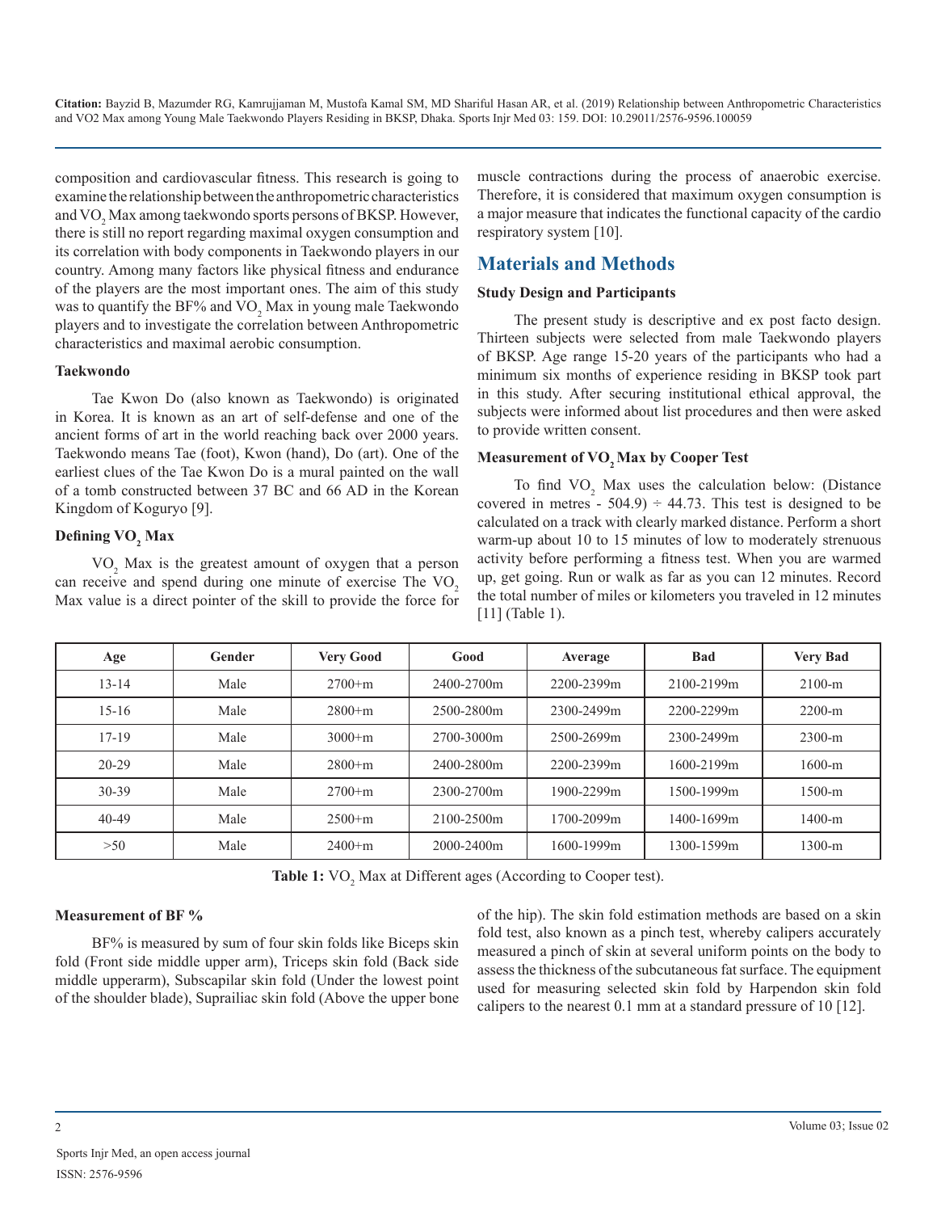composition and cardiovascular fitness. This research is going to examine the relationship between the anthropometric characteristics and $VO_2$ Max among taekwondo sports persons of BKSP. However, there is still no report regarding maximal oxygen consumption and its correlation with body components in Taekwondo players in our country. Among many factors like physical fitness and endurance of the players are the most important ones. The aim of this study was to quantify the BF% and $VO_2$ Max in young male Taekwondo players and to investigate the correlation between Anthropometric characteristics and maximal aerobic consumption.

### Taekwondo

Tae Kwon Do (also known as Taekwondo) is originated in Korea. It is known as an art of self-defense and one of the ancient forms of art in the world reaching back over 2000 years. Taekwondo means Tae (foot), Kwon (hand), Do (art). One of the earliest clues of the Tae Kwon Do is a mural painted on the wall of a tomb constructed between 37 BC and 66 AD in the Korean Kingdom of Koguryo [9].

### Defining $VO_2$ Max

$VO_2$ Max is the greatest amount of oxygen that a person can receive and spend during one minute of exercise The $VO_2$ Max value is a direct pointer of the skill to provide the force for muscle contractions during the process of anaerobic exercise. Therefore, it is considered that maximum oxygen consumption is a major measure that indicates the functional capacity of the cardio respiratory system [10].

## Materials and Methods

### Study Design and Participants

The present study is descriptive and ex post facto design. Thirteen subjects were selected from male Taekwondo players of BKSP. Age range 15-20 years of the participants who had a minimum six months of experience residing in BKSP took part in this study. After securing institutional ethical approval, the subjects were informed about list procedures and then were asked to provide written consent.

### Measurement of $VO_2$ Max by Cooper Test

To find $VO_2$ Max uses the calculation below: (Distance covered in metres - 504.9) ÷ 44.73. This test is designed to be calculated on a track with clearly marked distance. Perform a short warm-up about 10 to 15 minutes of low to moderately strenuous activity before performing a fitness test. When you are warmed up, get going. Run or walk as far as you can 12 minutes. Record the total number of miles or kilometers you traveled in 12 minutes [11] (Table 1).

| Age | Gender | Very Good | Good | Average | Bad | Very Bad |
|---|---|---|---|---|---|---|
| 13-14 | Male | 2700+m | 2400-2700m | 2200-2399m | 2100-2199m | 2100-m |
| 15-16 | Male | 2800+m | 2500-2800m | 2300-2499m | 2200-2299m | 2200-m |
| 17-19 | Male | 3000+m | 2700-3000m | 2500-2699m | 2300-2499m | 2300-m |
| 20-29 | Male | 2800+m | 2400-2800m | 2200-2399m | 1600-2199m | 1600-m |
| 30-39 | Male | 2700+m | 2300-2700m | 1900-2299m | 1500-1999m | 1500-m |
| 40-49 | Male | 2500+m | 2100-2500m | 1700-2099m | 1400-1699m | 1400-m |
| >50 | Male | 2400+m | 2000-2400m | 1600-1999m | 1300-1599m | 1300-m |

**Table 1:** $VO_2$ Max at Different ages (According to Cooper test).

### Measurement of BF %

BF% is measured by sum of four skin folds like Biceps skin fold (Front side middle upper arm), Triceps skin fold (Back side middle upperarm), Subscapilar skin fold (Under the lowest point of the shoulder blade), Suprailiac skin fold (Above the upper bone of the hip). The skin fold estimation methods are based on a skin fold test, also known as a pinch test, whereby calipers accurately measured a pinch of skin at several uniform points on the body to assess the thickness of the subcutaneous fat surface. The equipment used for measuring selected skin fold by Harpendon skin fold calipers to the nearest 0.1 mm at a standard pressure of 10 [12].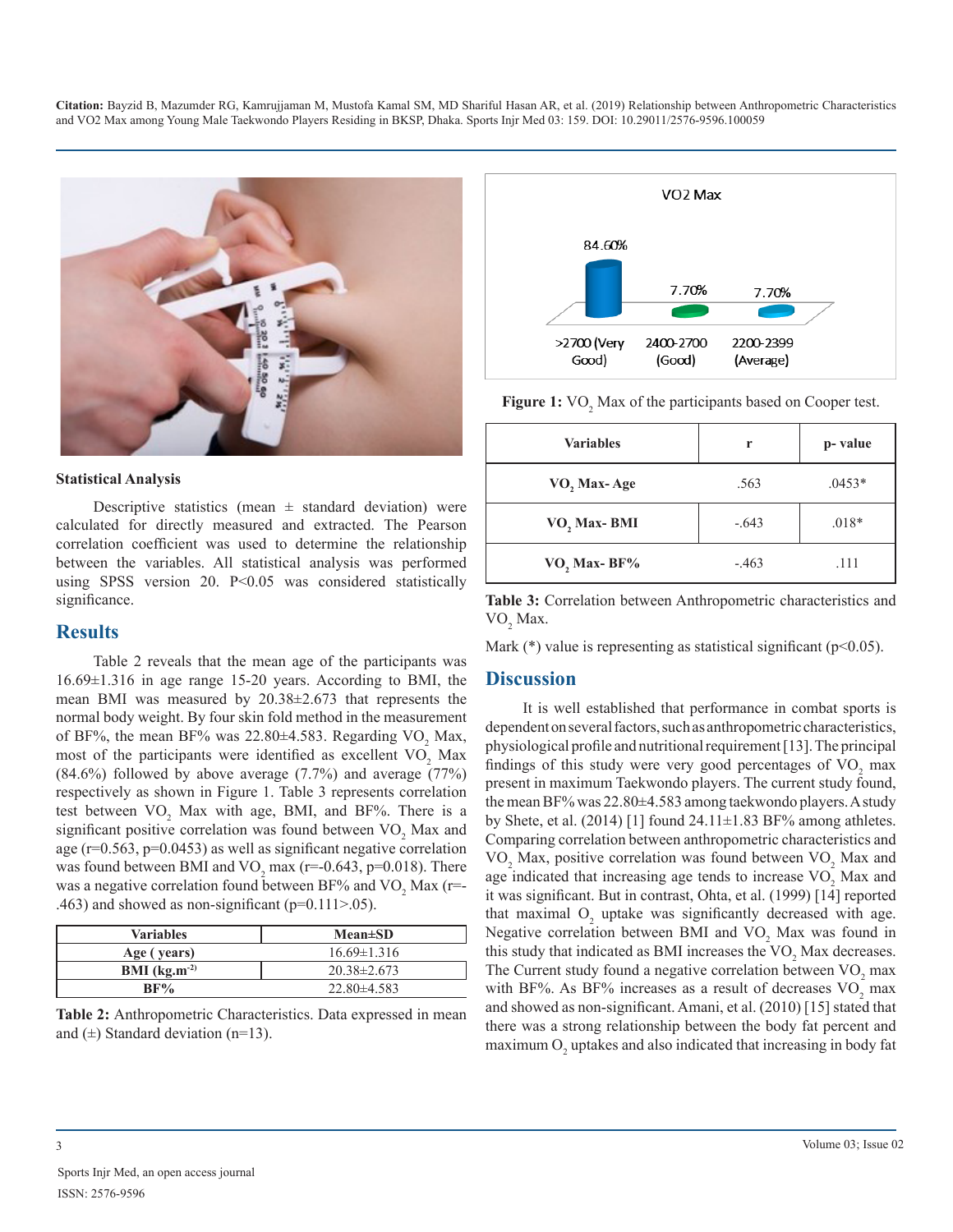## Statistical Analysis

Descriptive statistics (mean ± standard deviation) were calculated for directly measured and extracted. The Pearson correlation coefficient was used to determine the relationship between the variables. All statistical analysis was performed using SPSS version 20. P<0.05 was considered statistically significance.

## Results

Table 2 reveals that the mean age of the participants was 16.69±1.316 in age range 15-20 years. According to BMI, the mean BMI was measured by 20.38±2.673 that represents the normal body weight. By four skin fold method in the measurement of BF%, the mean BF% was 22.80±4.583. Regarding $VO_2$ Max, most of the participants were identified as excellent $VO_2$ Max (84.6%) followed by above average (7.7%) and average (77%) respectively as shown in Figure 1. Table 3 represents correlation test between $VO_2$ Max with age, BMI, and BF%. There is a significant positive correlation was found between $VO_2$ Max and age (r=0.563, p=0.0453) as well as significant negative correlation was found between BMI and $VO_2$ max (r=-0.643, p=0.018). There was a negative correlation found between BF% and $VO_2$ Max (r=-.463) and showed as non-significant (p=0.111>.05).

| Variables | Mean±SD |
|---|---|
| **Age ( years)** | 16.69±1.316 |
| **BMI (kg.m$^{-2}$)** | 20.38±2.673 |
| **BF%** | 22.80±4.583 |

**Table 2:** Anthropometric Characteristics. Data expressed in mean and (±) Standard deviation (n=13).

**Figure 1:** $VO_2$ Max of the participants based on Cooper test.

| Variables | r | p- value |
|---|---|---|
| **$VO_2$ Max- Age** | .563 | .0453* |
| **$VO_2$ Max- BMI** | -.643 | .018* |
| **$VO_2$ Max- BF%** | -.463 | .111 |

**Table 3:** Correlation between Anthropometric characteristics and $VO_2$ Max.

Mark (*) value is representing as statistical significant (p<0.05).

## Discussion

It is well established that performance in combat sports is dependent on several factors, such as anthropometric characteristics, physiological profile and nutritional requirement [13]. The principal findings of this study were very good percentages of $VO_2$ max present in maximum Taekwondo players. The current study found, the mean BF% was 22.80±4.583 among taekwondo players. A study by Shete, et al. (2014) [1] found 24.11±1.83 BF% among athletes. Comparing correlation between anthropometric characteristics and $VO_2$ Max, positive correlation was found between $VO_2$ Max and age indicated that increasing age tends to increase $VO_2$ Max and it was significant. But in contrast, Ohta, et al. (1999) [14] reported that maximal $O_2$ uptake was significantly decreased with age. Negative correlation between BMI and $VO_2$ Max was found in this study that indicated as BMI increases the $VO_2$ Max decreases. The Current study found a negative correlation between $VO_2$ max with BF%. As BF% increases as a result of decreases $VO_2$ max and showed as non-significant. Amani, et al. (2010) [15] stated that there was a strong relationship between the body fat percent and maximum $O_2$ uptakes and also indicated that increasing in body fat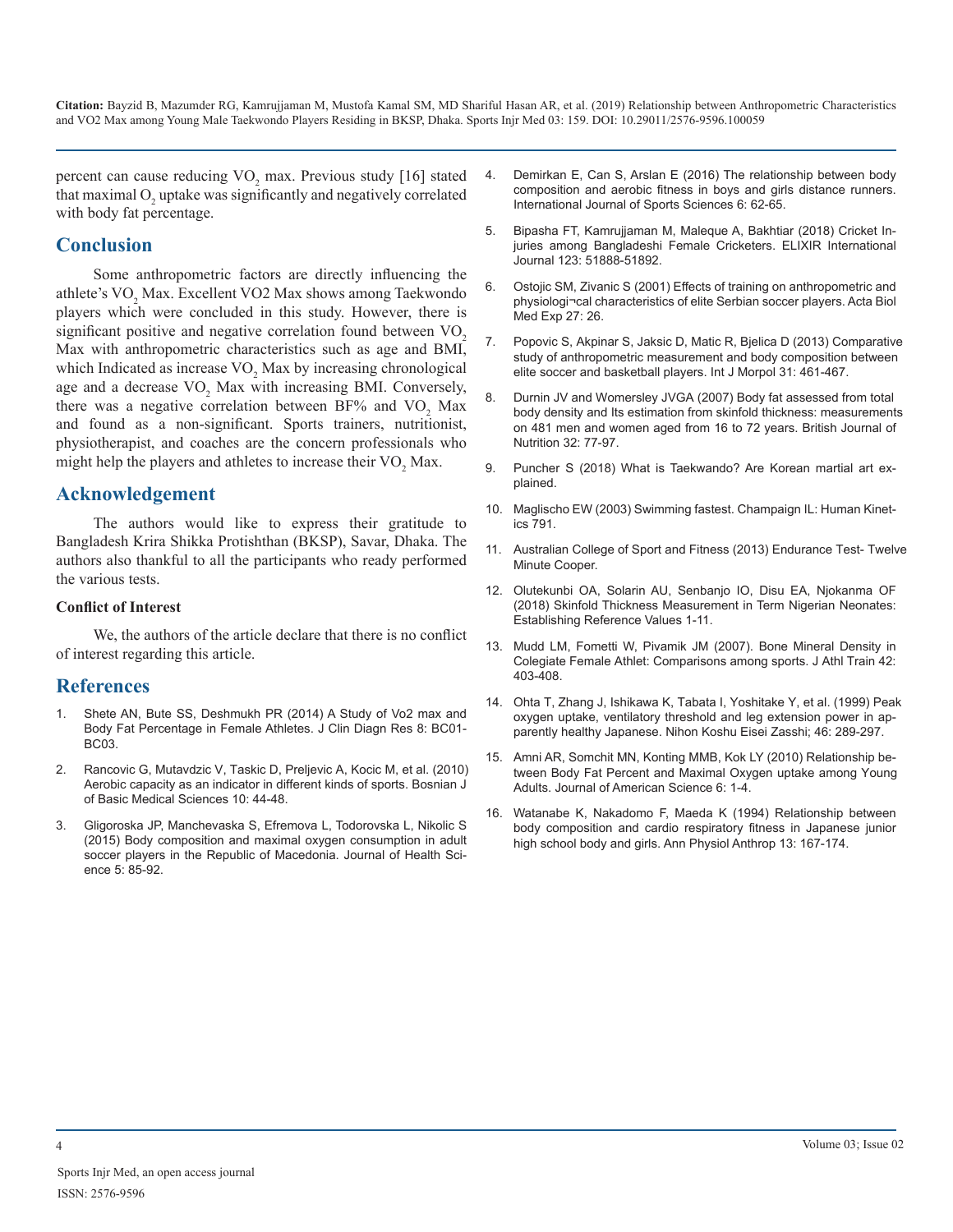percent can cause reducing $VO_2$ max. Previous study [16] stated that maximal $O_2$ uptake was significantly and negatively correlated with body fat percentage.

## Conclusion

Some anthropometric factors are directly influencing the athlete's $VO_2$ Max. Excellent VO2 Max shows among Taekwondo players which were concluded in this study. However, there is significant positive and negative correlation found between $VO_2$ Max with anthropometric characteristics such as age and BMI, which Indicated as increase $VO_2$ Max by increasing chronological age and a decrease $VO_2$ Max with increasing BMI. Conversely, there was a negative correlation between BF% and $VO_2$ Max and found as a non-significant. Sports trainers, nutritionist, physiotherapist, and coaches are the concern professionals who might help the players and athletes to increase their $VO_2$ Max.

## Acknowledgement

The authors would like to express their gratitude to Bangladesh Krira Shikka Protishthan (BKSP), Savar, Dhaka. The authors also thankful to all the participants who ready performed the various tests.

### Conflict of Interest

We, the authors of the article declare that there is no conflict of interest regarding this article.

## References

1. Shete AN, Bute SS, Deshmukh PR (2014) A Study of Vo2 max and Body Fat Percentage in Female Athletes. J Clin Diagn Res 8: BC01-BC03.
2. Rancovic G, Mutavdzic V, Taskic D, Preljevic A, Kocic M, et al. (2010) Aerobic capacity as an indicator in different kinds of sports. Bosnian J of Basic Medical Sciences 10: 44-48.
3. Gligoroska JP, Manchevaska S, Efremova L, Todorovska L, Nikolic S (2015) Body composition and maximal oxygen consumption in adult soccer players in the Republic of Macedonia. Journal of Health Science 5: 85-92.
4. Demirkan E, Can S, Arslan E (2016) The relationship between body composition and aerobic fitness in boys and girls distance runners. International Journal of Sports Sciences 6: 62-65.
5. Bipasha FT, Kamrujjaman M, Maleque A, Bakhtiar (2018) Cricket Injuries among Bangladeshi Female Cricketers. ELIXIR International Journal 123: 51888-51892.
6. Ostojic SM, Zivanic S (2001) Effects of training on anthropometric and physiologi¬cal characteristics of elite Serbian soccer players. Acta Biol Med Exp 27: 26.
7. Popovic S, Akpinar S, Jaksic D, Matic R, Bjelica D (2013) Comparative study of anthropometric measurement and body composition between elite soccer and basketball players. Int J Morpol 31: 461-467.
8. Durnin JV and Womersley JVGA (2007) Body fat assessed from total body density and Its estimation from skinfold thickness: measurements on 481 men and women aged from 16 to 72 years. British Journal of Nutrition 32: 77-97.
9. Puncher S (2018) What is Taekwando? Are Korean martial art explained.
10. Maglischo EW (2003) Swimming fastest. Champaign IL: Human Kinetics 791.
11. Australian College of Sport and Fitness (2013) Endurance Test- Twelve Minute Cooper.
12. Olutekunbi OA, Solarin AU, Senbanjo IO, Disu EA, Njokanma OF (2018) Skinfold Thickness Measurement in Term Nigerian Neonates: Establishing Reference Values 1-11.
13. Mudd LM, Fometti W, Pivamik JM (2007). Bone Mineral Density in Colegiate Female Athlet: Comparisons among sports. J Athl Train 42: 403-408.
14. Ohta T, Zhang J, Ishikawa K, Tabata I, Yoshitake Y, et al. (1999) Peak oxygen uptake, ventilatory threshold and leg extension power in apparently healthy Japanese. Nihon Koshu Eisei Zasshi; 46: 289-297.
15. Amni AR, Somchit MN, Konting MMB, Kok LY (2010) Relationship between Body Fat Percent and Maximal Oxygen uptake among Young Adults. Journal of American Science 6: 1-4.
16. Watanabe K, Nakadomo F, Maeda K (1994) Relationship between body composition and cardio respiratory fitness in Japanese junior high school body and girls. Ann Physiol Anthrop 13: 167-174.